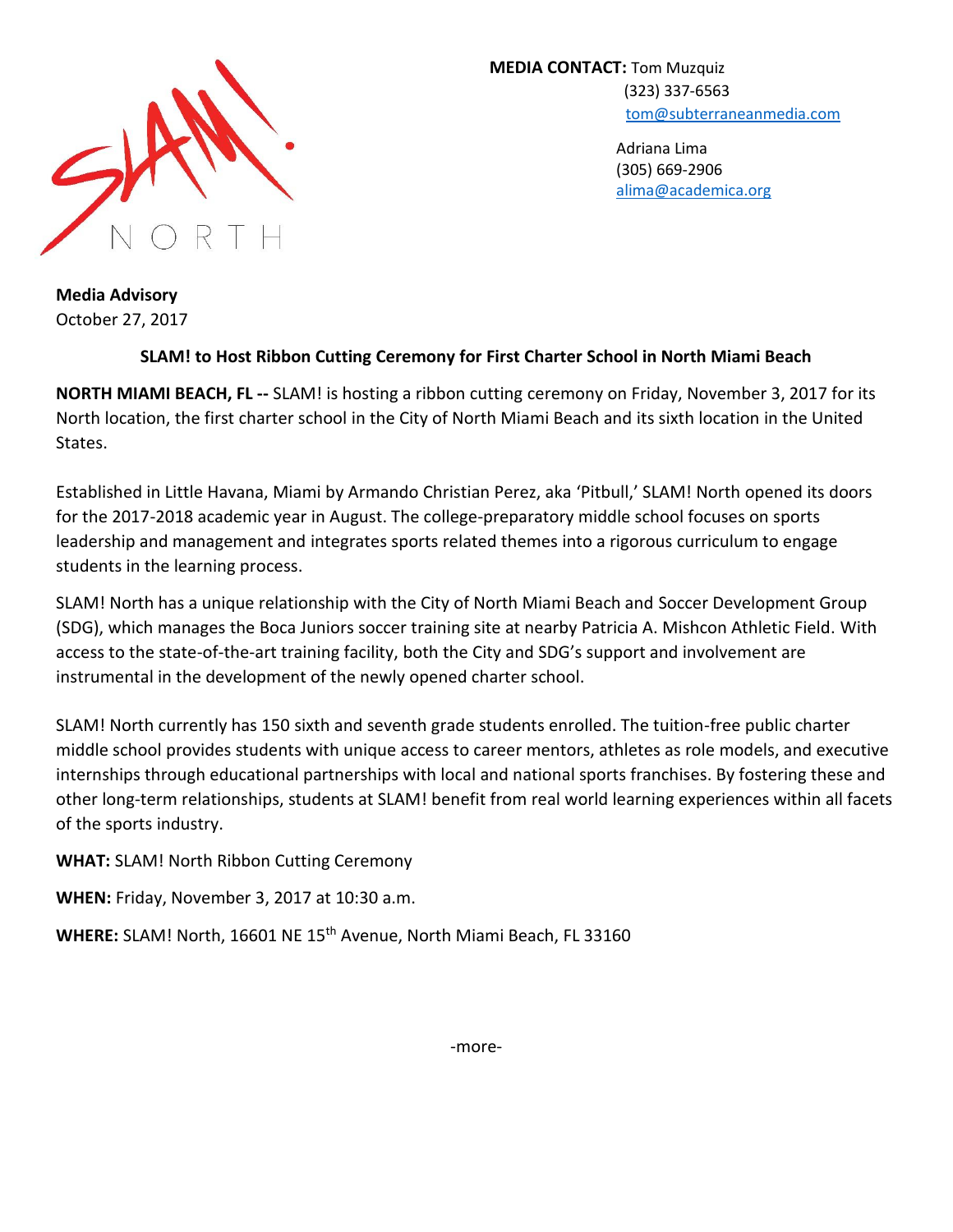**MEDIA CONTACT:** Tom Muzquiz
(323) 337-6563
tom@subterraneanmedia.com

Adriana Lima
(305) 669-2906
alima@academica.org

**Media Advisory**
October 27, 2017

**SLAM! to Host Ribbon Cutting Ceremony for First Charter School in North Miami Beach**

**NORTH MIAMI BEACH, FL --** SLAM! is hosting a ribbon cutting ceremony on Friday, November 3, 2017 for its North location, the first charter school in the City of North Miami Beach and its sixth location in the United States.

Established in Little Havana, Miami by Armando Christian Perez, aka 'Pitbull,' SLAM! North opened its doors for the 2017-2018 academic year in August. The college-preparatory middle school focuses on sports leadership and management and integrates sports related themes into a rigorous curriculum to engage students in the learning process.

SLAM! North has a unique relationship with the City of North Miami Beach and Soccer Development Group (SDG), which manages the Boca Juniors soccer training site at nearby Patricia A. Mishcon Athletic Field. With access to the state-of-the-art training facility, both the City and SDG's support and involvement are instrumental in the development of the newly opened charter school.

SLAM! North currently has 150 sixth and seventh grade students enrolled. The tuition-free public charter middle school provides students with unique access to career mentors, athletes as role models, and executive internships through educational partnerships with local and national sports franchises. By fostering these and other long-term relationships, students at SLAM! benefit from real world learning experiences within all facets of the sports industry.

**WHAT:** SLAM! North Ribbon Cutting Ceremony

**WHEN:** Friday, November 3, 2017 at 10:30 a.m.

**WHERE:** SLAM! North, 16601 NE 15th Avenue, North Miami Beach, FL 33160

-more-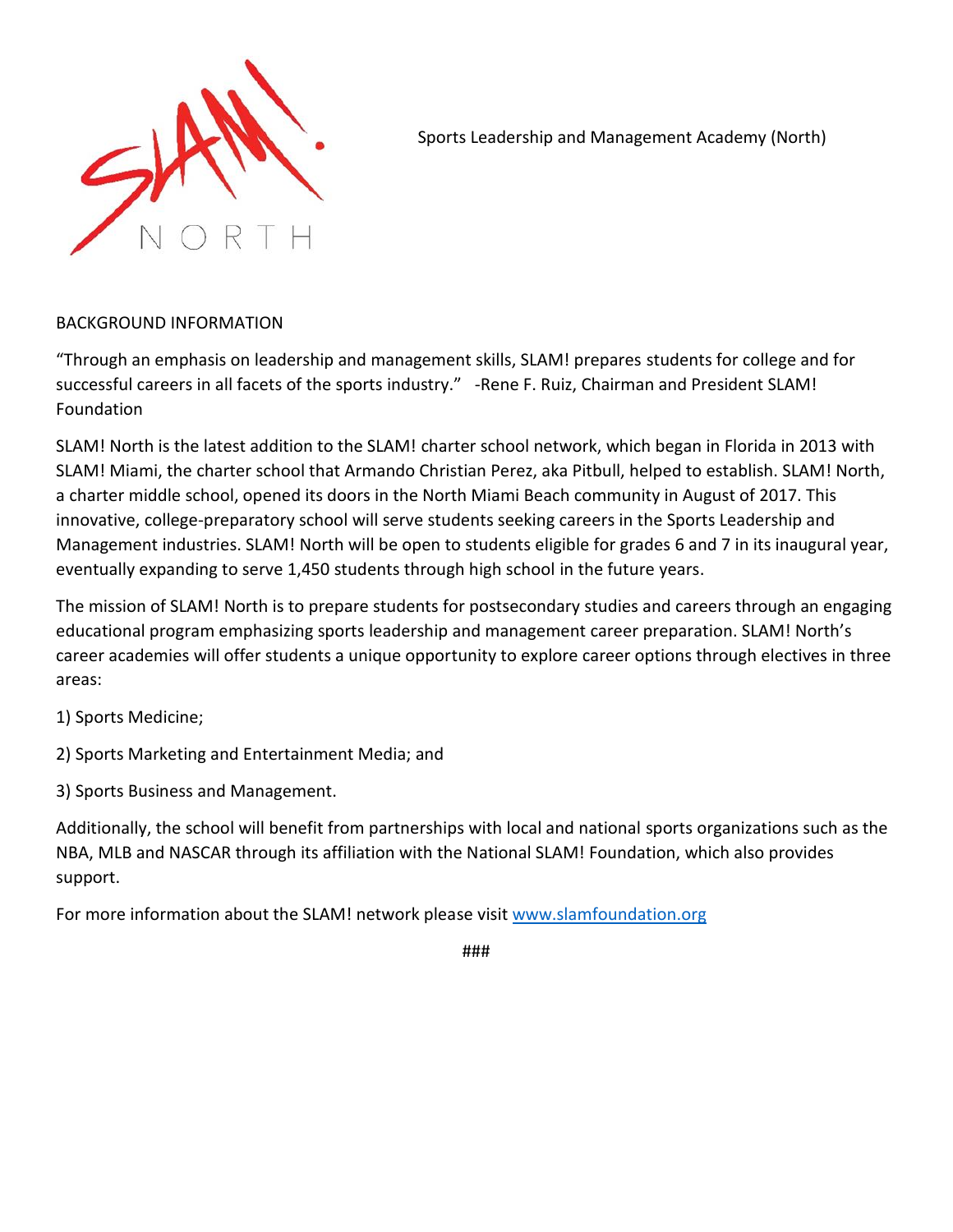Sports Leadership and Management Academy (North)

BACKGROUND INFORMATION

"Through an emphasis on leadership and management skills, SLAM! prepares students for college and for successful careers in all facets of the sports industry." -Rene F. Ruiz, Chairman and President SLAM! Foundation

SLAM! North is the latest addition to the SLAM! charter school network, which began in Florida in 2013 with SLAM! Miami, the charter school that Armando Christian Perez, aka Pitbull, helped to establish. SLAM! North, a charter middle school, opened its doors in the North Miami Beach community in August of 2017. This innovative, college-preparatory school will serve students seeking careers in the Sports Leadership and Management industries. SLAM! North will be open to students eligible for grades 6 and 7 in its inaugural year, eventually expanding to serve 1,450 students through high school in the future years.

The mission of SLAM! North is to prepare students for postsecondary studies and careers through an engaging educational program emphasizing sports leadership and management career preparation. SLAM! North's career academies will offer students a unique opportunity to explore career options through electives in three areas:

1) Sports Medicine;

2) Sports Marketing and Entertainment Media; and

3) Sports Business and Management.

Additionally, the school will benefit from partnerships with local and national sports organizations such as the NBA, MLB and NASCAR through its affiliation with the National SLAM! Foundation, which also provides support.

For more information about the SLAM! network please visit [www.slamfoundation.org](http://www.slamfoundation.org)

###